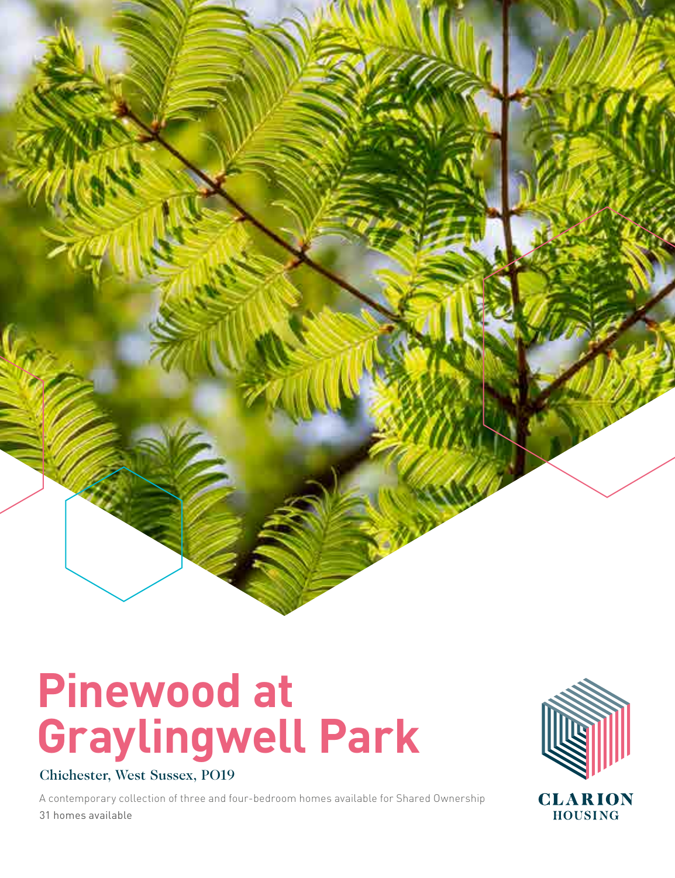# Pinewood at Graylingwell Park

**Chichester, West Sussex, PO19**

A contemporary collection of three and four-bedroom homes available for Shared Ownership

31 homes available

CLARION HOUSING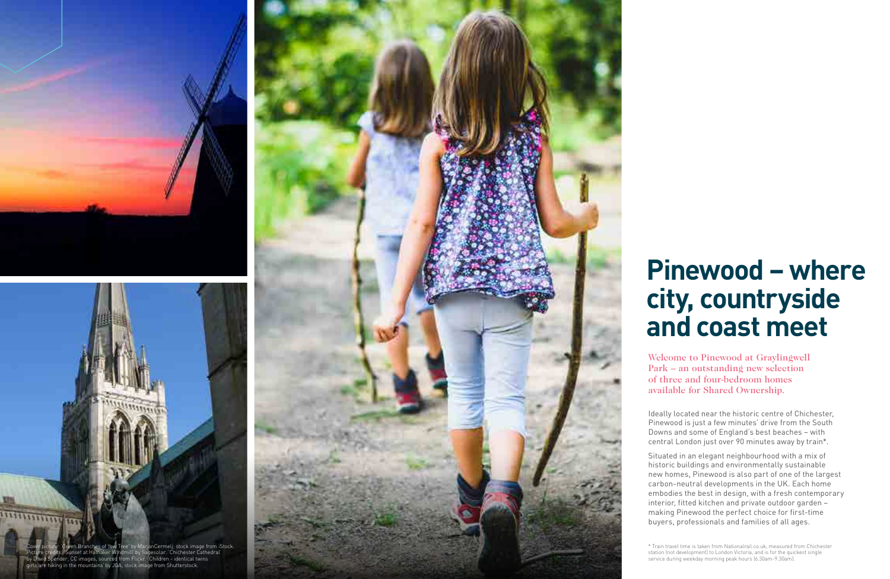# Pinewood – where city, countryside and coast meet

Welcome to Pinewood at Graylingwell Park – an outstanding new selection of three and four-bedroom homes available for Shared Ownership.

Ideally located near the historic centre of Chichester, Pinewood is just a few minutes' drive from the South Downs and some of England's best beaches – with central London just over 90 minutes away by train*.

Situated in an elegant neighbourhood with a mix of historic buildings and environmentally sustainable new homes, Pinewood is also part of one of the largest carbon-neutral developments in the UK. Each home embodies the best in design, with a fresh contemporary interior, fitted kitchen and private outdoor garden – making Pinewood the perfect choice for first-time buyers, professionals and families of all ages.

Cover picture: 'Green Branches of Yew Tree' by MarjanCermelj; stock image from iStock. Picture credits: 'Sunset at Halnaker Windmill' by Sagesolar. 'Chichester Cathedral' by David Spender; CC images, sourced from Flickr. 'Children - identical twins girls are hiking in the mountains' by JGA; stock image from Shutterstock.

\* Train travel time is taken from Nationalrail.co.uk, measured from Chichester station (not development) to London Victoria, and is for the quickest single service during weekday morning peak hours (6.30am-9.30am).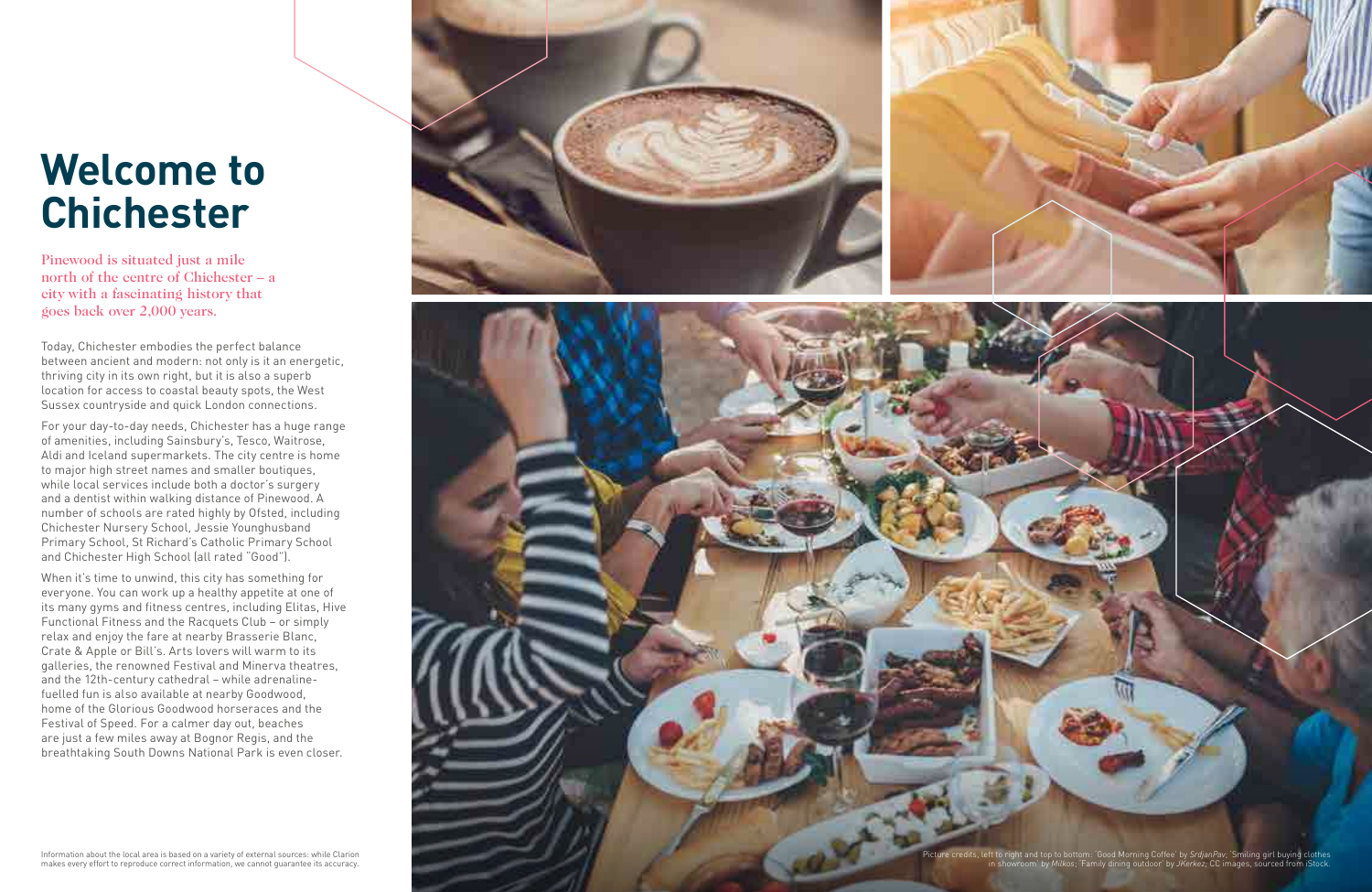# Welcome to Chichester

Pinewood is situated just a mile north of the centre of Chichester – a city with a fascinating history that goes back over 2,000 years.

Today, Chichester embodies the perfect balance between ancient and modern: not only is it an energetic, thriving city in its own right, but it is also a superb location for access to coastal beauty spots, the West Sussex countryside and quick London connections.

For your day-to-day needs, Chichester has a huge range of amenities, including Sainsbury's, Tesco, Waitrose, Aldi and Iceland supermarkets. The city centre is home to major high street names and smaller boutiques, while local services include both a doctor's surgery and a dentist within walking distance of Pinewood. A number of schools are rated highly by Ofsted, including Chichester Nursery School, Jessie Younghusband Primary School, St Richard's Catholic Primary School and Chichester High School (all rated "Good").

When it's time to unwind, this city has something for everyone. You can work up a healthy appetite at one of its many gyms and fitness centres, including Elitas, Hive Functional Fitness and the Racquets Club – or simply relax and enjoy the fare at nearby Brasserie Blanc, Crate & Apple or Bill's. Arts lovers will warm to its galleries, the renowned Festival and Minerva theatres, and the 12th-century cathedral – while adrenaline-fuelled fun is also available at nearby Goodwood, home of the Glorious Goodwood horseraces and the Festival of Speed. For a calmer day out, beaches are just a few miles away at Bognor Regis, and the breathtaking South Downs National Park is even closer.

Information about the local area is based on a variety of external sources: while Clarion makes every effort to reproduce correct information, we cannot guarantee its accuracy.

Picture credits, left to right and top to bottom: 'Good Morning Coffee' by *SrdjanPav*; 'Smiling girl buying clothes in showroom' by *Milkos*; 'Family dining outdoor' by *JKerkez*; CC images, sourced from iStock.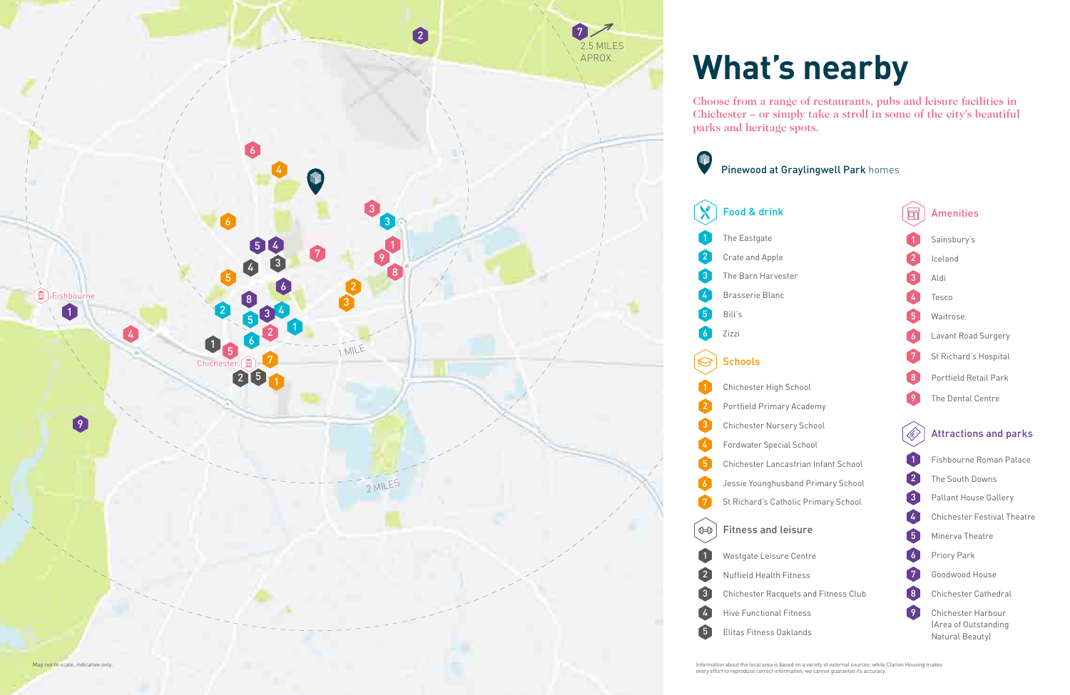# What's nearby

Choose from a range of restaurants, pubs and leisure facilities in Chichester – or simply take a stroll in some of the city's beautiful parks and heritage spots.

Pinewood at Graylingwell Park homes

## Food & drink

1. The Eastgate
2. Crate and Apple
3. The Barn Harvester
4. Brasserie Blanc
5. Bill's
6. Zizzi

## Schools

1. Chichester High School
2. Portfield Primary Academy
3. Chichester Nursery School
4. Fordwater Special School
5. Chichester Lancastrian Infant School
6. Jessie Younghusband Primary School
7. St Richard's Catholic Primary School

## Fitness and leisure

1. Westgate Leisure Centre
2. Nuffield Health Fitness
3. Chichester Racquets and Fitness Club
4. Hive Functional Fitness
5. Elitas Fitness Oaklands

## Amenities

1. Sainsbury's
2. Iceland
3. Aldi
4. Tesco
5. Waitrose
6. Lavant Road Surgery
7. St Richard's Hospital
8. Portfield Retail Park
9. The Dental Centre

## Attractions and parks

1. Fishbourne Roman Palace
2. The South Downs
3. Pallant House Gallery
4. Chichester Festival Theatre
5. Minerva Theatre
6. Priory Park
7. Goodwood House
8. Chichester Cathedral
9. Chichester Harbour (Area of Outstanding Natural Beauty)

Fishbourne

Chichester

1 MILE

2 MILES

2.5 MILES APROX.

Map not to scale, indicative only.

Information about the local area is based on a variety of external sources: while Clarion Housing makes every effort to reproduce correct information, we cannot guarantee its accuracy.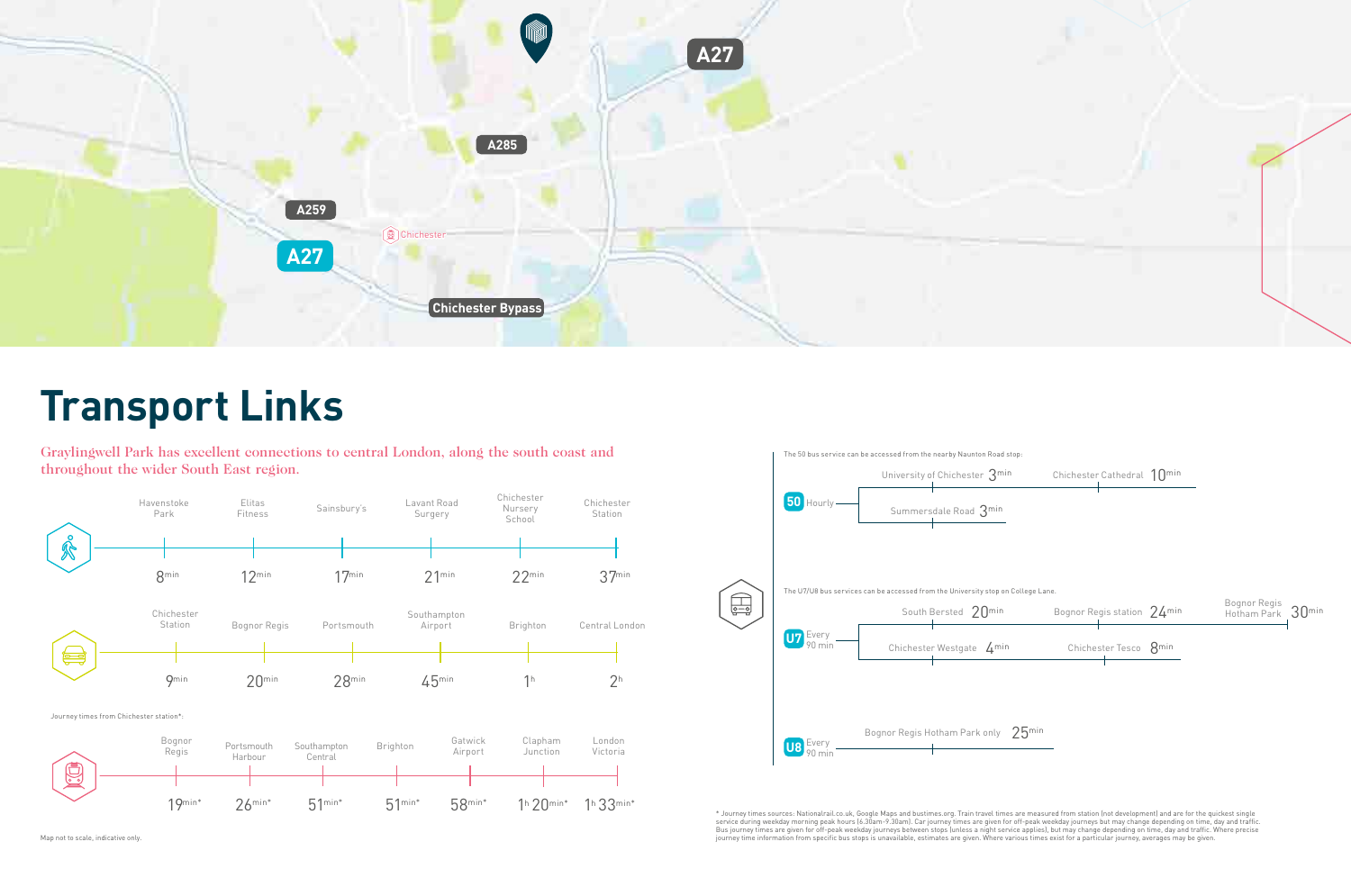A27

A285

A259

A27

Chichester

Chichester Bypass

# Transport Links

Graylingwell Park has excellent connections to central London, along the south coast and throughout the wider South East region.

**Walking**

| Havenstoke Park | Elitas Fitness | Sainsbury's | Lavant Road Surgery | Chichester Nursery School | Chichester Station |
|---|---|---|---|---|---|
| 8min | 12min | 17min | 21min | 22min | 37min |

**Car**

| Chichester Station | Bognor Regis | Portsmouth | Southampton Airport | Brighton | Central London |
|---|---|---|---|---|---|
| 9min | 20min | 28min | 45min | 1h | 2h |

Journey times from Chichester station*:

**Train**

| Bognor Regis | Portsmouth Harbour | Southampton Central | Brighton | Gatwick Airport | Clapham Junction | London Victoria |
|---|---|---|---|---|---|---|
| 19min* | 26min* | 51min* | 51min* | 58min* | 1h 20min* | 1h 33min* |

**Bus**

The 50 bus service can be accessed from the nearby Naunton Road stop:

**50** Hourly

- University of Chichester 3min
- Chichester Cathedral 10min
- Summersdale Road 3min

The U7/U8 bus services can be accessed from the University stop on College Lane.

**U7** Every 90 min

- South Bersted 20min
- Bognor Regis station 24min
- Bognor Regis Hotham Park 30min
- Chichester Westgate 4min
- Chichester Tesco 8min

**U8** Every 90 min

- Bognor Regis Hotham Park only 25min

Map not to scale, indicative only.

* Journey times sources: Nationalrail.co.uk, Google Maps and bustimes.org. Train travel times are measured from station (not development) and are for the quickest single service during weekday morning peak hours (6.30am-9.30am). Car journey times are given for off-peak weekday journeys but may change depending on time, day and traffic. Bus journey times are given for off-peak weekday journeys between stops (unless a night service applies), but may change depending on time, day and traffic. Where precise journey time information from specific bus stops is unavailable, estimates are given. Where various times exist for a particular journey, averages may be given.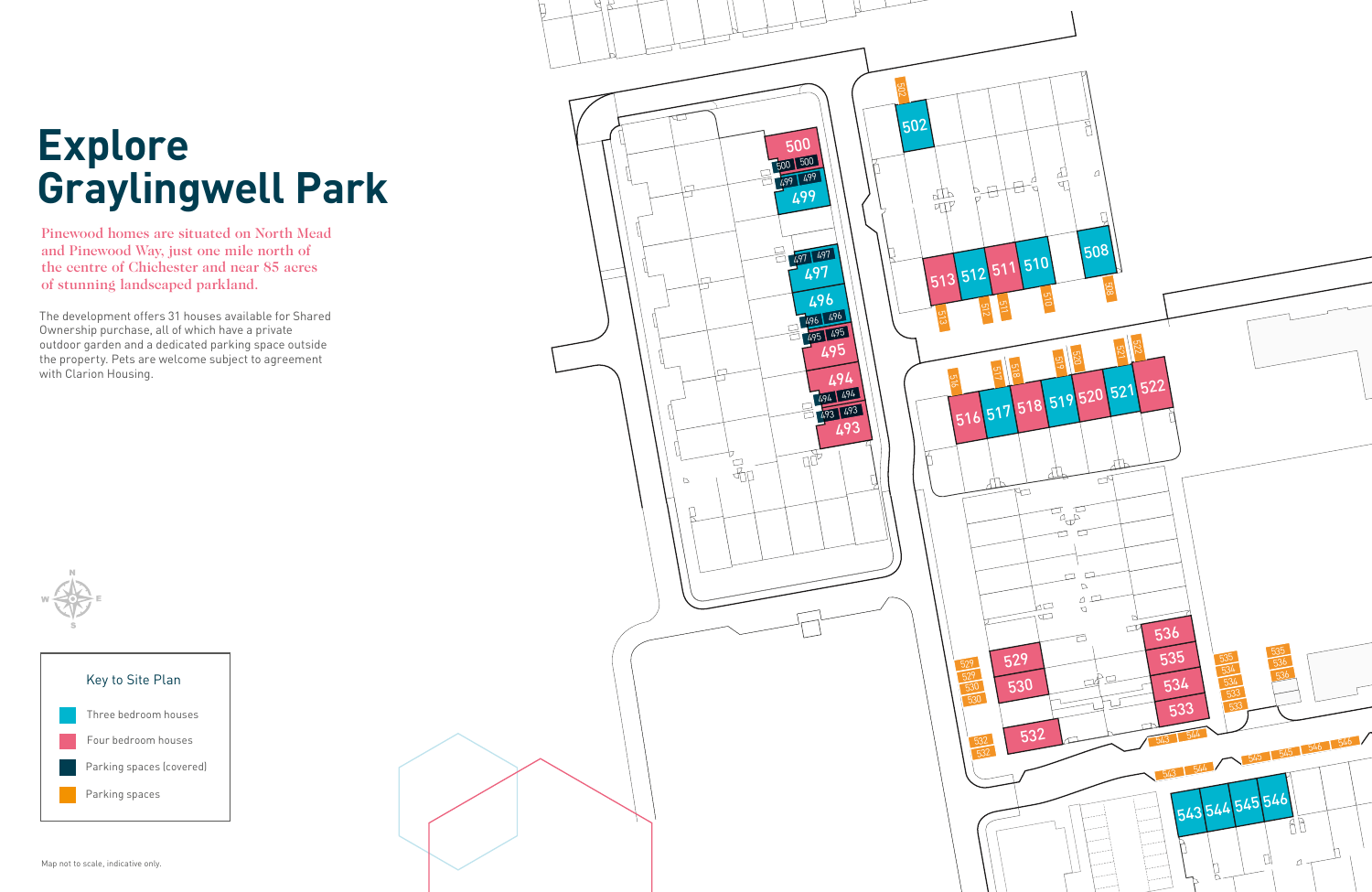# Explore Graylingwell Park

Pinewood homes are situated on North Mead and Pinewood Way, just one mile north of the centre of Chichester and near 85 acres of stunning landscaped parkland.

The development offers 31 houses available for Shared Ownership purchase, all of which have a private outdoor garden and a dedicated parking space outside the property. Pets are welcome subject to agreement with Clarion Housing.

Key to Site Plan

- Three bedroom houses
- Four bedroom houses
- Parking spaces (covered)
- Parking spaces

Map not to scale, indicative only.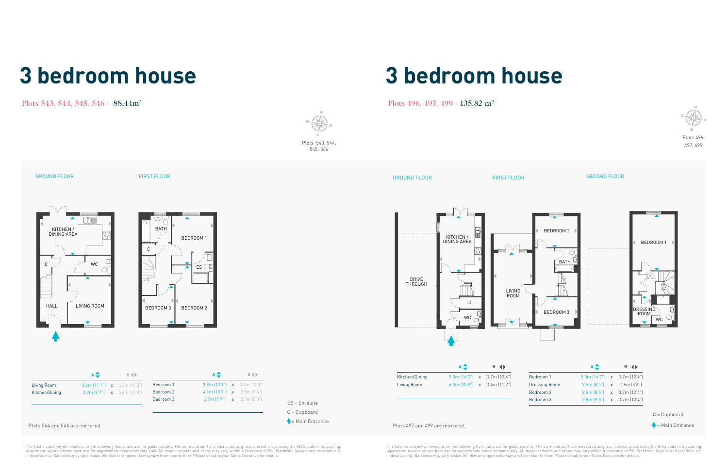# 3 bedroom house

Plots 543, 544, 545. 546 - 88,44m²

Plots 543, 544, 545. 546

GROUND FLOOR

FIRST FLOOR

KITCHEN / DINING AREA

C

WC

HALL

LIVING ROOM

BATH

C

BEDROOM 1

ES

BEDROOM 3

BEDROOM 2

| | A | | B |
|---|---|---|---|
| Living Room | 3.6m (11'1") | x | 3.2m (10'8") |
| Kitchen/Dining | 2.9m (9'7") | x | 5.3m (17'8") |

| | A | | B |
|---|---|---|---|
| Bedroom 1 | 3.9m (13'1") | x | 3.1m (10'3") |
| Bedroom 2 | 4.1m (13'7") | x | 2.8m (9'4") |
| Bedroom 3 | 2.9m (9'7") | x | 2.4m (8'0") |

ES = En-suite

C = Cupboard

= Main Entrance

Plots 544 and 546 are mirrored.

The kitchen and any dimensions on the following floorplans are for guidance only. The sq m and sq ft are measured as gross internal areas using the RICS code to measuring. Apartment layouts shown here are for approximate measurements only. All measurements and areas may vary within a tolerance of 5%. Wardrobe layouts and locations are indicative only. Balconies may vary in size. Window arrangements may vary from floor to floor. Please speak to your Sales Executive for details.

# 3 bedroom house

Plots 496, 497, 499 - 135,82 m²

Plots 496, 497, 499

GROUND FLOOR

FIRST FLOOR

SECOND FLOOR

DRIVE THROUGH

KITCHEN / DINING AREA

C

WC

LIVING ROOM

BEDROOM 2

BATH

BEDROOM 3

BEDROOM 1

DRESSING ROOM

WC

| | A | | B |
|---|---|---|---|
| Kitchen/Dining | 5.0m (16'7") | x | 3.7m (12'4") |
| Living Room | 6.3m (20'9") | x | 3.4m (11'2") |

| | A | | B |
|---|---|---|---|
| Bedroom 1 | 5.0m (16'7") | x | 3.7m (12'4") |
| Dressing Room | 2.5m (8'5") | x | 1.6m (5'6") |
| Bedroom 2 | 2.5m (8'5") | x | 3.7m (12'4") |
| Bedroom 3 | 2.8m (9'3") | x | 3.7m (12'4") |

C = Cupboard

= Main Entrance

Plots 497 and 499 are mirrored.

The kitchen and any dimensions on the following floorplans are for guidance only. The sq m and sq ft are measured as gross internal areas using the RICS code to measuring. Apartment layouts shown here are for approximate measurements only. All measurements and areas may vary within a tolerance of 5%. Wardrobe layouts and locations are indicative only. Balconies may vary in size. Window arrangements may vary from floor to floor. Please speak to your Sales Executive for details.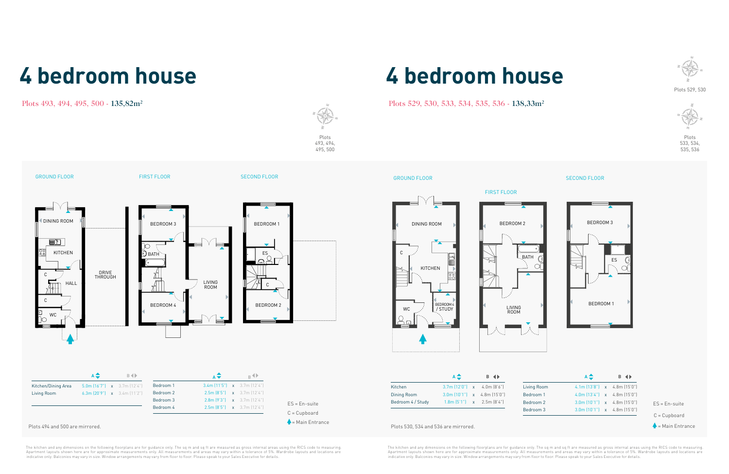# 4 bedroom house

Plots 493, 494, 495, 500 - 135,82m²

Plots 493, 494, 495, 500

GROUND FLOOR

FIRST FLOOR

SECOND FLOOR

DINING ROOM

KITCHEN

C

HALL

C

WC

DRIVE THROUGH

BEDROOM 3

BATH

BEDROOM 4

LIVING ROOM

BEDROOM 1

ES

C

BEDROOM 2

| | A | | B |
|---|---|---|---|
| Kitchen/Dining Area | 5.0m [16'7"] | x | 3.7m [12'4"] |
| Living Room | 6.3m [20'9"] | x | 3.4m [11'2"] |

| | A | | B |
|---|---|---|---|
| Bedroom 1 | 3.4m [11'5"] | x | 3.7m [12'4"] |
| Bedroom 2 | 2.5m [8'5"] | x | 3.7m [12'4"] |
| Bedroom 3 | 2.8m [9'3"] | x | 3.7m [12'4"] |
| Bedroom 4 | 2.5m [8'5"] | x | 3.7m [12'4"] |

ES = En-suite

C = Cupboard

= Main Entrance

Plots 494 and 500 are mirrored.

The kitchen and any dimensions on the following floorplans are for guidance only. The sq m and sq ft are measured as gross internal areas using the RICS code to measuring. Apartment layouts shown here are for approximate measurements only. All measurements and areas may vary within a tolerance of 5%. Wardrobe layouts and locations are indicative only. Balconies may vary in size. Window arrangements may vary from floor to floor. Please speak to your Sales Executive for details.

# 4 bedroom house

Plots 529, 530, 533, 534, 535, 536 - 138,33m²

Plots 529, 530

Plots 533, 534, 535, 536

GROUND FLOOR

FIRST FLOOR

SECOND FLOOR

DINING ROOM

C

KITCHEN

WC

BEDROOM 4 / STUDY

BEDROOM 2

BATH

LIVING ROOM

BEDROOM 3

ES

BEDROOM 1

| | A | | B |
|---|---|---|---|
| Kitchen | 3.7m [12'0"] | x | 4.0m [8'6"] |
| Dining Room | 3.0m [10'1"] | x | 4.8m [15'0"] |
| Bedroom 4 / Study | 1.8m [5'1"] | x | 2.5m [8'4"] |

| | A | | B |
|---|---|---|---|
| Living Room | 4.1m [13'8"] | x | 4.8m [15'0"] |
| Bedroom 1 | 4.0m [13'4"] | x | 4.8m [15'0"] |
| Bedroom 2 | 3.0m [10'1"] | x | 4.8m [15'0"] |
| Bedroom 3 | 3.0m [10'1"] | x | 4.8m [15'0"] |

ES = En-suite

C = Cupboard

= Main Entrance

Plots 530, 534 and 536 are mirrored.

The kitchen and any dimensions on the following floorplans are for guidance only. The sq m and sq ft are measured as gross internal areas using the RICS code to measuring. Apartment layouts shown here are for approximate measurements only. All measurements and areas may vary within a tolerance of 5%. Wardrobe layouts and locations are indicative only. Balconies may vary in size. Window arrangements may vary from floor to floor. Please speak to your Sales Executive for details.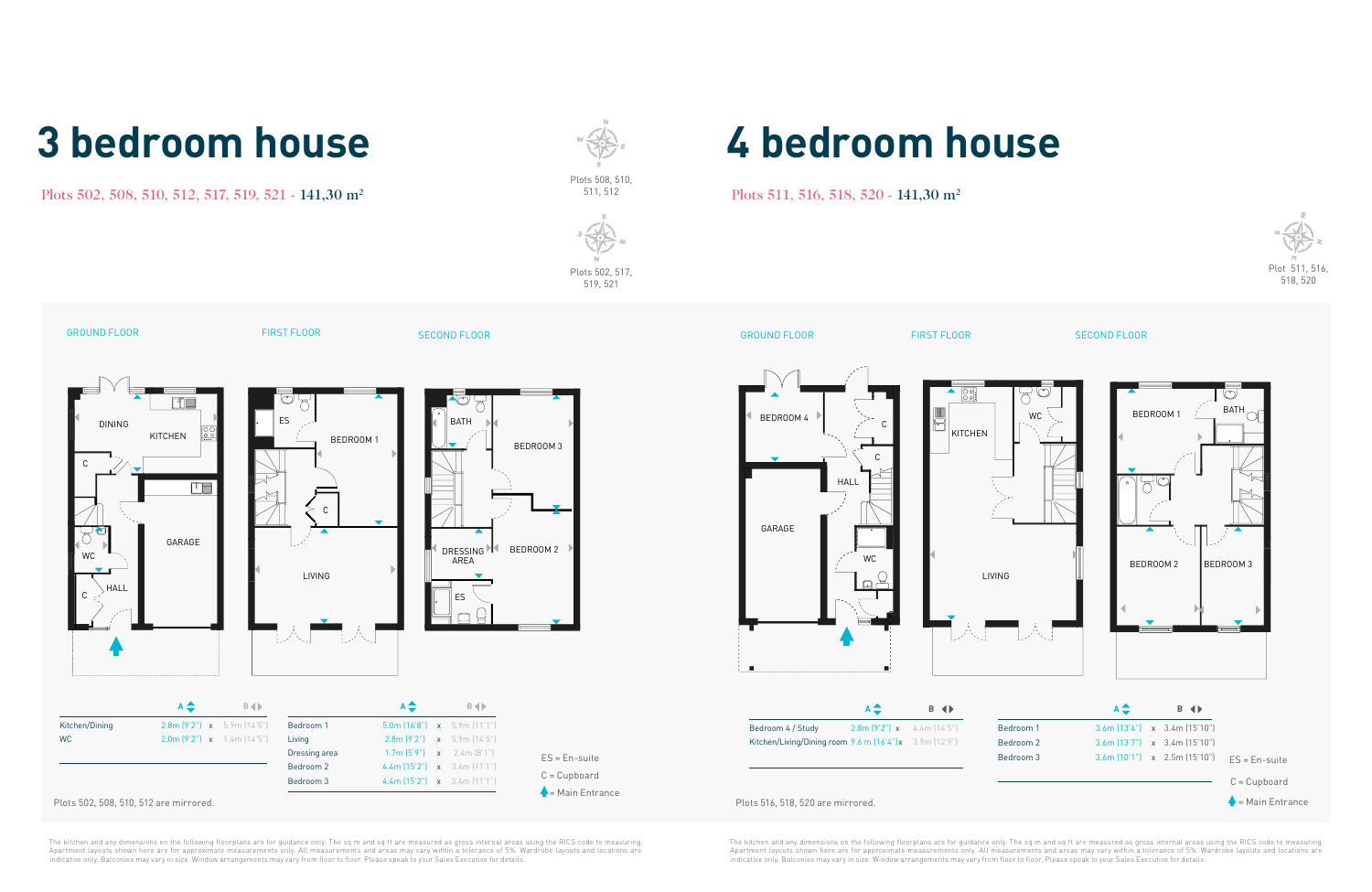# 3 bedroom house

Plots 502, 508, 510, 512, 517, 519, 521 - 141,30 m²

Plots 508, 510, 511, 512

Plots 502, 517, 519, 521

GROUND FLOOR

FIRST FLOOR

SECOND FLOOR

| | A | | B |
|---|---|---|---|
| Kitchen/Dining | 2.8m (9'2") | x | 5.9m (14'5") |
| WC | 2.0m (9'2") | x | 1.4m (14'5") |

| | A | | B |
|---|---|---|---|
| Bedroom 1 | 5.0m (16'8") | x | 5.9m (11'1") |
| Living | 2.8m (9'2") | x | 5.9m (14'5") |
| Dressing area | 1.7m (5'9") | x | 2.4m (8'1") |
| Bedroom 2 | 4.4m (15'2") | x | 3.4m (11'1") |
| Bedroom 3 | 4.4m (15'2") | x | 3.4m (11'1") |

ES = En-suite

C = Cupboard

= Main Entrance

Plots 502, 508, 510, 512 are mirrored.

The kitchen and any dimensions on the following floorplans are for guidance only. The sq m and sq ft are measured as gross internal areas using the RICS code to measuring. Apartment layouts shown here are for approximate measurements only. All measurements and areas may vary within a tolerance of 5%. Wardrobe layouts and locations are indicative only. Balconies may vary in size. Window arrangements may vary from floor to floor. Please speak to your Sales Executive for details.

# 4 bedroom house

Plots 511, 516, 518, 520 - 141,30 m²

Plot 511, 516, 518, 520

GROUND FLOOR

FIRST FLOOR

SECOND FLOOR

| | A | | B |
|---|---|---|---|
| Bedroom 4 / Study | 2.8m (9'2") | x | 4.4m (14'5") |
| Kitchen/Living/Dining room | 9.6 m (16'4") | x | 3.9m (12'9") |

| | A | | B |
|---|---|---|---|
| Bedroom 1 | 3.6m (13'4") | x | 3.4m (15'10") |
| Bedroom 2 | 3.6m (13'7") | x | 3.4m (15'10") |
| Bedroom 3 | 3.6m (10'1") | x | 2.5m (15'10") |

ES = En-suite

C = Cupboard

= Main Entrance

Plots 516, 518, 520 are mirrored.

The kitchen and any dimensions on the following floorplans are for guidance only. The sq m and sq ft are measured as gross internal areas using the RICS code to measuring. Apartment layouts shown here are for approximate measurements only. All measurements and areas may vary within a tolerance of 5%. Wardrobe layouts and locations are indicative only. Balconies may vary in size. Window arrangements may vary from floor to floor. Please speak to your Sales Executive for details.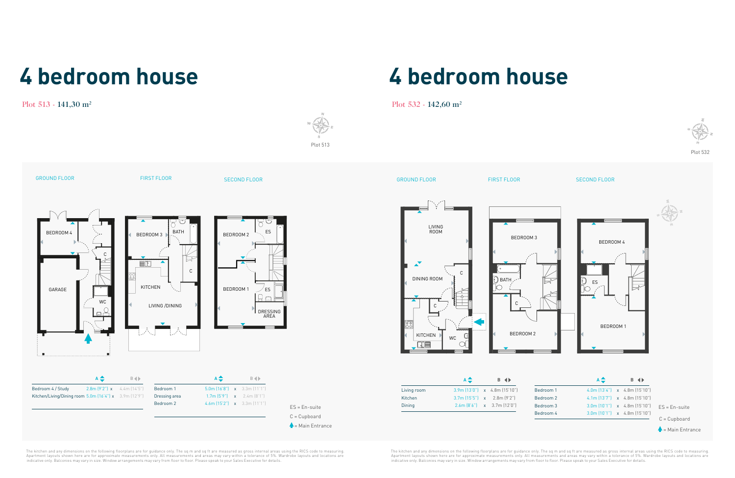# 4 bedroom house

Plot 513 - 141,30 m²

Plot 513

GROUND FLOOR

FIRST FLOOR

SECOND FLOOR

| | A | | B |
|---|---|---|---|
| Bedroom 4 / Study | 2.8m (9'2") | x | 4.4m (14'5") |
| Kitchen/Living/Dining room | 5.0m (16'4") | x | 3.9m (12'9") |

| | A | | B |
|---|---|---|---|
| Bedroom 1 | 5.0m (16'8") | x | 3.3m (11'1") |
| Dressing area | 1.7m (5'9") | x | 2.4m (8'1") |
| Bedroom 2 | 4.6m (15'2") | x | 3.3m (11'1") |

ES = En-suite

C = Cupboard

= Main Entrance

The kitchen and any dimensions on the following floorplans are for guidance only. The sq m and sq ft are measured as gross internal areas using the RICS code to measuring. Apartment layouts shown here are for approximate measurements only. All measurements and areas may vary within a tolerance of 5%. Wardrobe layouts and locations are indicative only. Balconies may vary in size. Window arrangements may vary from floor to floor. Please speak to your Sales Executive for details.

# 4 bedroom house

Plot 532 - 142,60 m²

Plot 532

GROUND FLOOR

FIRST FLOOR

SECOND FLOOR

| | A | | B |
|---|---|---|---|
| Living room | 3.9m (13'0") | x | 4.8m (15'10") |
| Kitchen | 3.7m (15'5") | x | 2.8m (9'2") |
| Dining | 2.6m (8'6") | x | 3.7m (12'0") |

| | A | | B |
|---|---|---|---|
| Bedroom 1 | 4.0m (13'4") | x | 4.8m (15'10") |
| Bedroom 2 | 4.1m (13'7") | x | 4.8m (15'10") |
| Bedroom 3 | 3.0m (10'1") | x | 4.8m (15'10") |
| Bedroom 4 | 3.0m (10'1") | x | 4.8m (15'10") |

ES = En-suite

C = Cupboard

= Main Entrance

The kitchen and any dimensions on the following floorplans are for guidance only. The sq m and sq ft are measured as gross internal areas using the RICS code to measuring. Apartment layouts shown here are for approximate measurements only. All measurements and areas may vary within a tolerance of 5%. Wardrobe layouts and locations are indicative only. Balconies may vary in size. Window arrangements may vary from floor to floor. Please speak to your Sales Executive for details.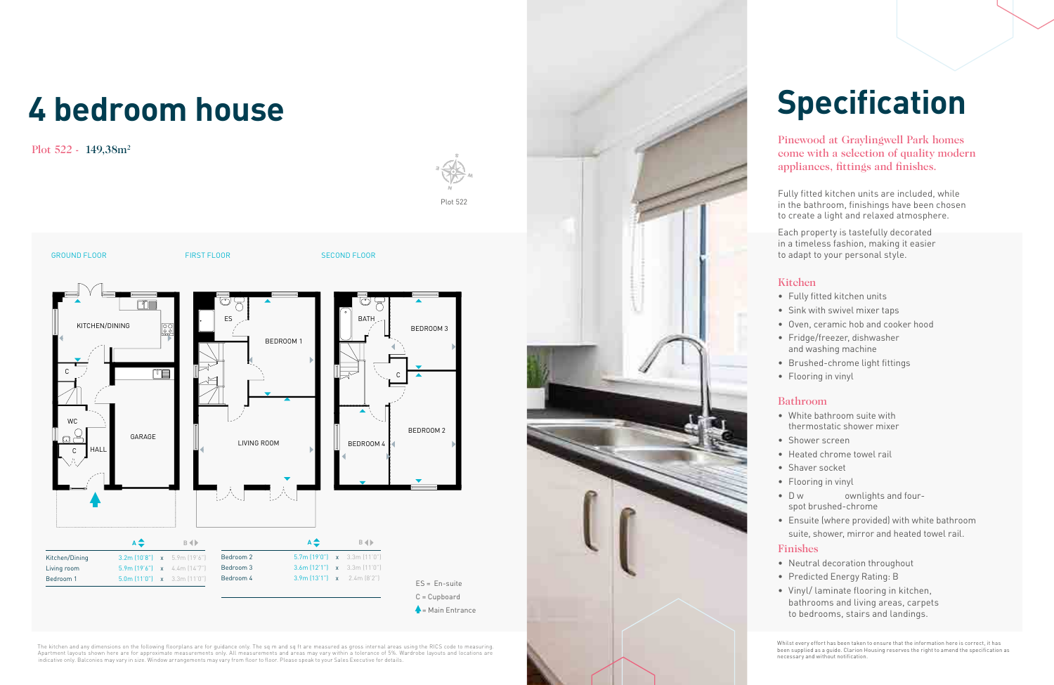# 4 bedroom house

Plot 522 - 149,38m²

Plot 522

GROUND FLOOR

FIRST FLOOR

SECOND FLOOR

KITCHEN/DINING

C

WC

C

HALL

GARAGE

ES

BEDROOM 1

LIVING ROOM

BATH

BEDROOM 3

C

BEDROOM 4

BEDROOM 2

| | A | | B |
|---|---|---|---|
| Kitchen/Dining | 3.2m (10'8") | x | 5.9m (19'6") |
| Living room | 5.9m (19'6") | x | 4.4m (14'7") |
| Bedroom 1 | 5.0m (11'0") | x | 3.3m (11'0") |

| | A | | B |
|---|---|---|---|
| Bedroom 2 | 5.7m (19'0") | x | 3.3m (11'0") |
| Bedroom 3 | 3.6m (12'1") | x | 3.3m (11'0") |
| Bedroom 4 | 3.9m (13'1") | x | 2.4m (8'2") |

ES = En-suite

C = Cupboard

= Main Entrance

The kitchen and any dimensions on the following floorplans are for guidance only. The sq m and sq ft are measured as gross internal areas using the RICS code to measuring. Apartment layouts shown here are for approximate measurements only. All measurements and areas may vary within a tolerance of 5%. Wardrobe layouts and locations are indicative only. Balconies may vary in size. Window arrangements may vary from floor to floor. Please speak to your Sales Executive for details.

# Specification

Pinewood at Graylingwell Park homes come with a selection of quality modern appliances, fittings and finishes.

Fully fitted kitchen units are included, while in the bathroom, finishings have been chosen to create a light and relaxed atmosphere.

Each property is tastefully decorated in a timeless fashion, making it easier to adapt to your personal style.

## Kitchen

- Fully fitted kitchen units
- Sink with swivel mixer taps
- Oven, ceramic hob and cooker hood
- Fridge/freezer, dishwasher and washing machine
- Brushed-chrome light fittings
- Flooring in vinyl

## Bathroom

- White bathroom suite with thermostatic shower mixer
- Shower screen
- Heated chrome towel rail
- Shaver socket
- Flooring in vinyl
- D w ownlights and four-spot brushed-chrome
- Ensuite (where provided) with white bathroom suite, shower, mirror and heated towel rail.

## Finishes

- Neutral decoration throughout
- Predicted Energy Rating: B
- Vinyl/ laminate flooring in kitchen, bathrooms and living areas, carpets to bedrooms, stairs and landings.

Whilst every effort has been taken to ensure that the information here is correct, it has been supplied as a guide. Clarion Housing reserves the right to amend the specification as necessary and without notification.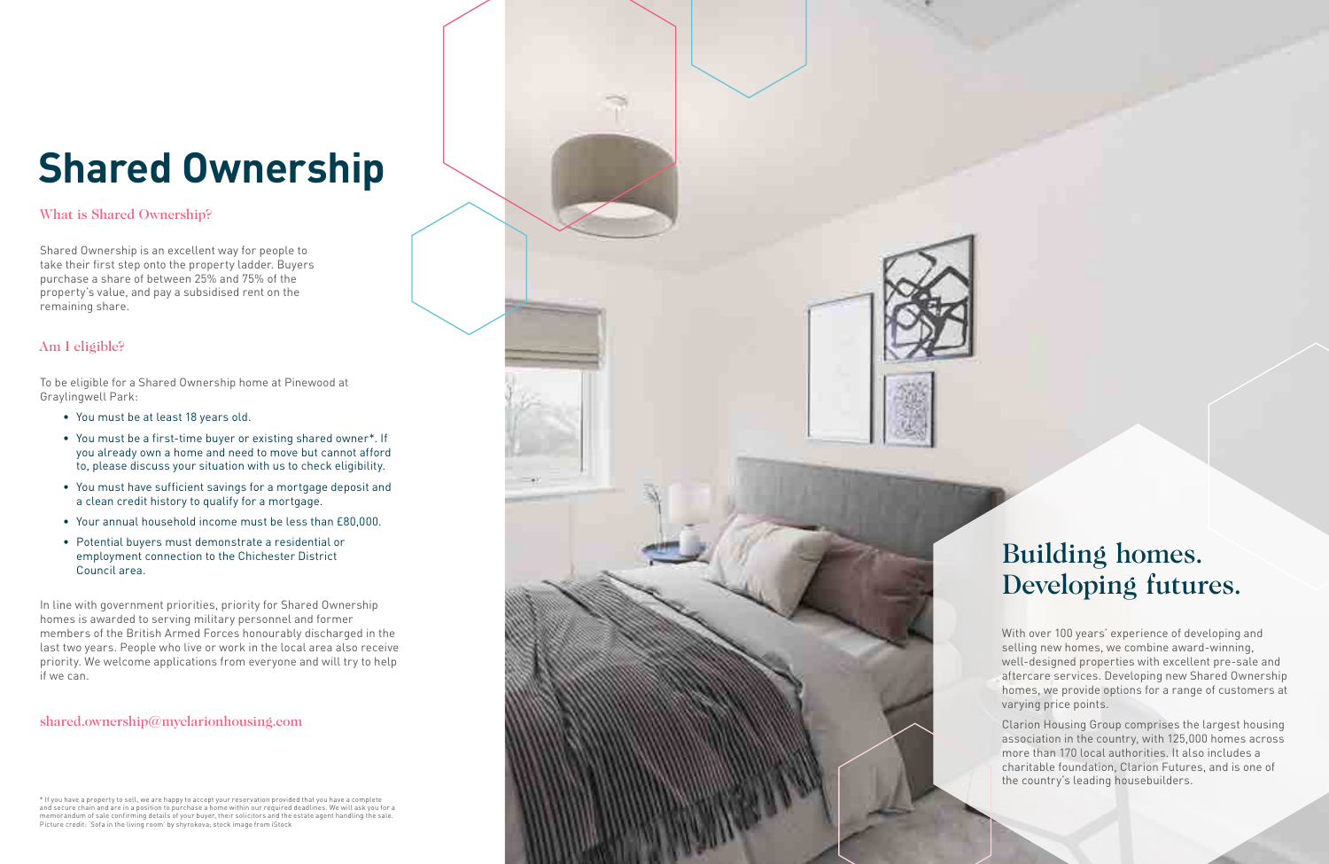# Shared Ownership

## What is Shared Ownership?

Shared Ownership is an excellent way for people to take their first step onto the property ladder. Buyers purchase a share of between 25% and 75% of the property's value, and pay a subsidised rent on the remaining share.

## Am I eligible?

To be eligible for a Shared Ownership home at Pinewood at Graylingwell Park:

- You must be at least 18 years old.
- You must be a first-time buyer or existing shared owner*. If you already own a home and need to move but cannot afford to, please discuss your situation with us to check eligibility.
- You must have sufficient savings for a mortgage deposit and a clean credit history to qualify for a mortgage.
- Your annual household income must be less than £80,000.
- Potential buyers must demonstrate a residential or employment connection to the Chichester District Council area.

In line with government priorities, priority for Shared Ownership homes is awarded to serving military personnel and former members of the British Armed Forces honourably discharged in the last two years. People who live or work in the local area also receive priority. We welcome applications from everyone and will try to help if we can.

shared.ownership@myclarionhousing.com

* If you have a property to sell, we are happy to accept your reservation provided that you have a complete and secure chain and are in a position to purchase a home within our required deadlines. We will ask you for a memorandum of sale confirming details of your buyer, their solicitors and the estate agent handling the sale. Picture credit: 'Sofa in the living room' by shyrokova; stock image from iStock

## Building homes. Developing futures.

With over 100 years' experience of developing and selling new homes, we combine award-winning, well-designed properties with excellent pre-sale and aftercare services. Developing new Shared Ownership homes, we provide options for a range of customers at varying price points.

Clarion Housing Group comprises the largest housing association in the country, with 125,000 homes across more than 170 local authorities. It also includes a charitable foundation, Clarion Futures, and is one of the country's leading housebuilders.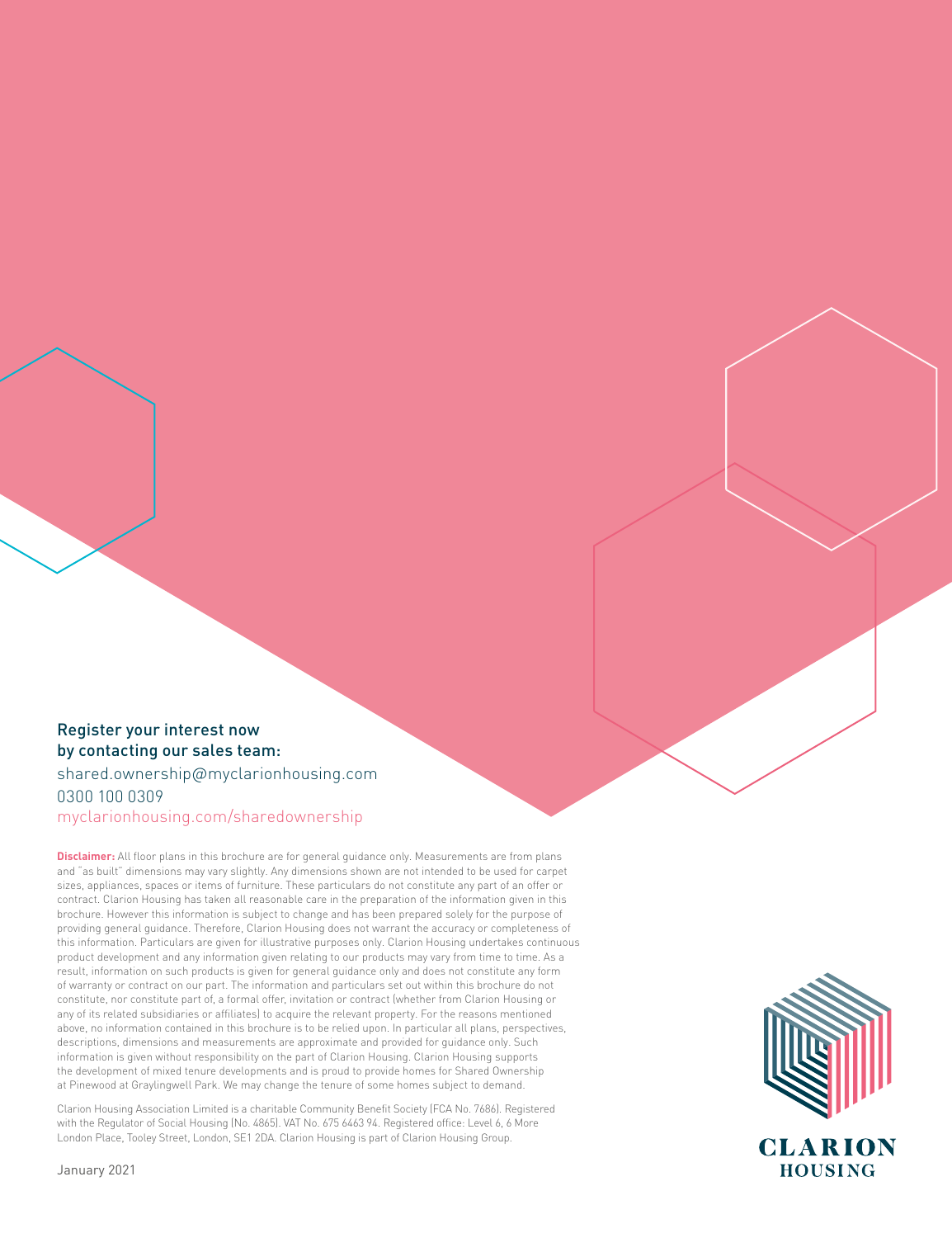Register your interest now
by contacting our sales team:

shared.ownership@myclarionhousing.com
0300 100 0309
myclarionhousing.com/sharedownership

**Disclaimer:** All floor plans in this brochure are for general guidance only. Measurements are from plans and "as built" dimensions may vary slightly. Any dimensions shown are not intended to be used for carpet sizes, appliances, spaces or items of furniture. These particulars do not constitute any part of an offer or contract. Clarion Housing has taken all reasonable care in the preparation of the information given in this brochure. However this information is subject to change and has been prepared solely for the purpose of providing general guidance. Therefore, Clarion Housing does not warrant the accuracy or completeness of this information. Particulars are given for illustrative purposes only. Clarion Housing undertakes continuous product development and any information given relating to our products may vary from time to time. As a result, information on such products is given for general guidance only and does not constitute any form of warranty or contract on our part. The information and particulars set out within this brochure do not constitute, nor constitute part of, a formal offer, invitation or contract (whether from Clarion Housing or any of its related subsidiaries or affiliates) to acquire the relevant property. For the reasons mentioned above, no information contained in this brochure is to be relied upon. In particular all plans, perspectives, descriptions, dimensions and measurements are approximate and provided for guidance only. Such information is given without responsibility on the part of Clarion Housing. Clarion Housing supports the development of mixed tenure developments and is proud to provide homes for Shared Ownership at Pinewood at Graylingwell Park. We may change the tenure of some homes subject to demand.

Clarion Housing Association Limited is a charitable Community Benefit Society (FCA No. 7686). Registered with the Regulator of Social Housing (No. 4865). VAT No. 675 6463 94. Registered office: Level 6, 6 More London Place, Tooley Street, London, SE1 2DA. Clarion Housing is part of Clarion Housing Group.

January 2021

CLARION
HOUSING